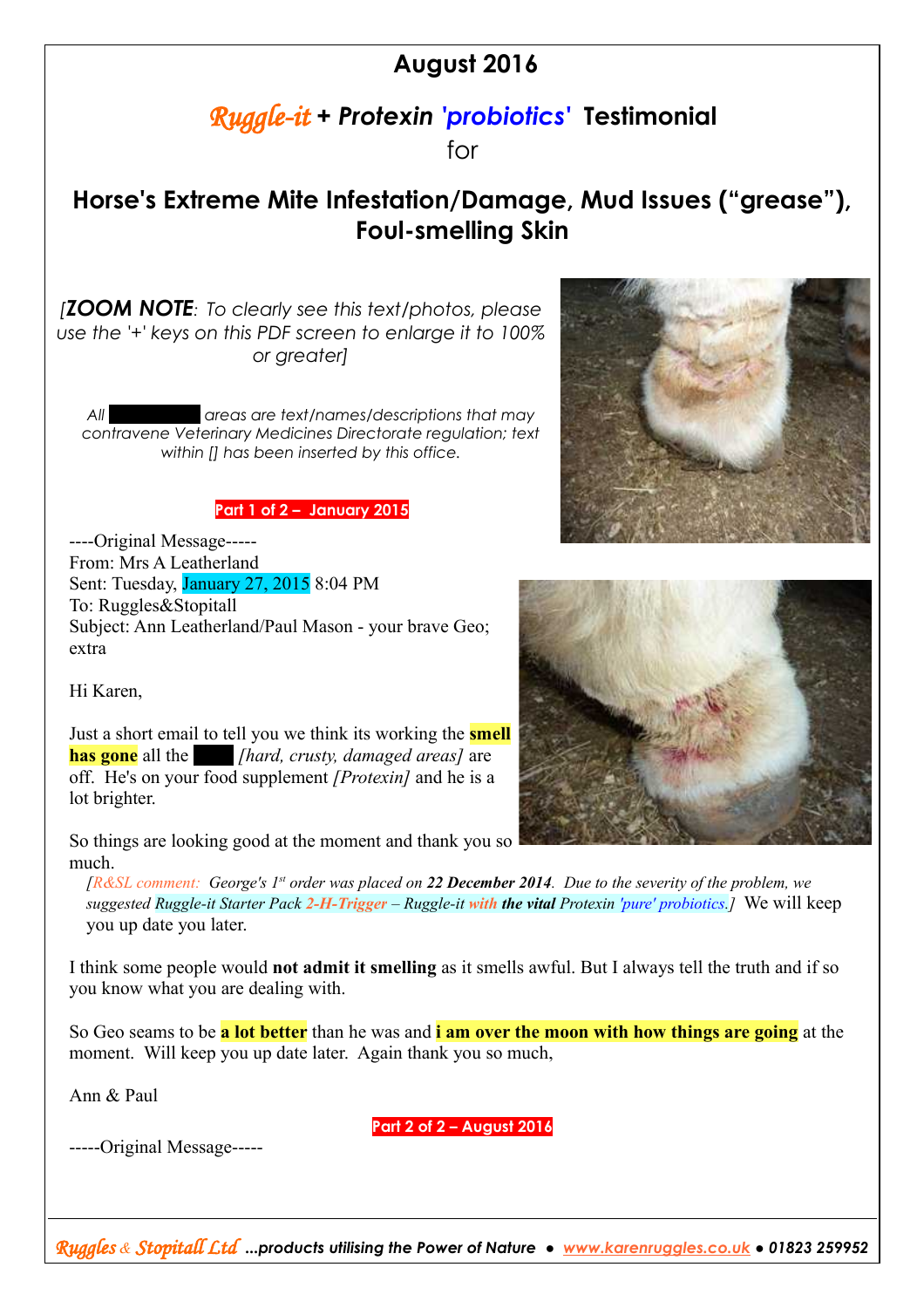# August 2016

## *Ruggle-it* + *Protexin 'probiotics'* Testimonial

for

## Horse's Extreme Mite Infestation/Damage, Mud Issues ("grease"), Foul-smelling Skin

*[**ZOOM NOTE**: To clearly see this text/photos, please use the '+' keys on this PDF screen to enlarge it to 100% or greater]*

*All ██████ areas are text/names/descriptions that may contravene Veterinary Medicines Directorate regulation; text within [] has been inserted by this office.*

**Part 1 of 2 – January 2015**

----Original Message-----
From: Mrs A Leatherland
Sent: Tuesday, January 27, 2015 8:04 PM
To: Ruggles&Stopitall
Subject: Ann Leatherland/Paul Mason - your brave Geo; extra

Hi Karen,

Just a short email to tell you we think its working the **smell has gone** all the ████ *[hard, crusty, damaged areas]* are off. He's on your food supplement *[Protexin]* and he is a lot brighter.

So things are looking good at the moment and thank you so much.

*[R&SL comment: George's 1st order was placed on **22 December 2014**. Due to the severity of the problem, we suggested Ruggle-it Starter Pack 2-H-Trigger – Ruggle-it with **the vital** Protexin 'pure' probiotics.]* We will keep you up date you later.

I think some people would **not admit it smelling** as it smells awful. But I always tell the truth and if so you know what you are dealing with.

So Geo seams to be **a lot better** than he was and **i am over the moon with how things are going** at the moment. Will keep you up date later. Again thank you so much,

Ann & Paul

**Part 2 of 2 – August 2016**

-----Original Message-----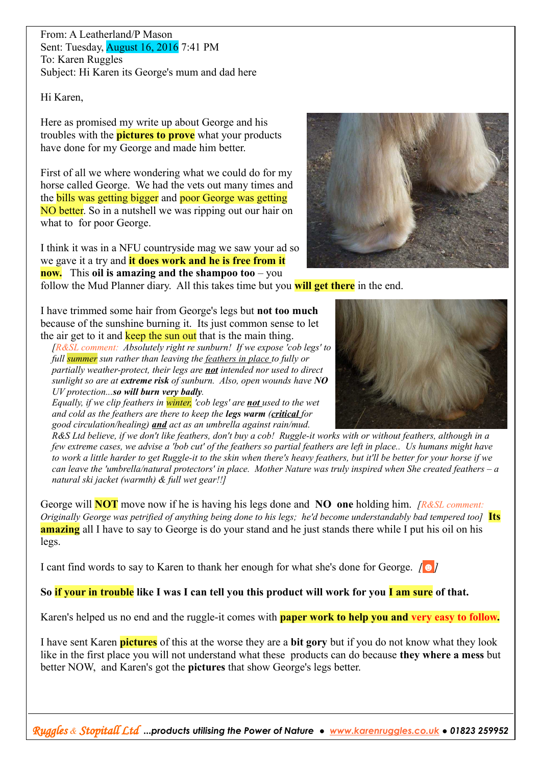From: A Leatherland/P Mason
Sent: Tuesday, August 16, 2016 7:41 PM
To: Karen Ruggles
Subject: Hi Karen its George's mum and dad here

Hi Karen,

Here as promised my write up about George and his troubles with the **pictures to prove** what your products have done for my George and made him better.

First of all we where wondering what we could do for my horse called George. We had the vets out many times and the bills was getting bigger and poor George was getting NO better. So in a nutshell we was ripping out our hair on what to for poor George.

I think it was in a NFU countryside mag we saw your ad so we gave it a try and **it does work and he is free from it now.** This **oil is amazing and the shampoo too** – you follow the Mud Planner diary. All this takes time but you **will get there** in the end.

I have trimmed some hair from George's legs but **not too much** because of the sunshine burning it. Its just common sense to let the air get to it and keep the sun out that is the main thing.

*[R&SL comment: Absolutely right re sunburn! If we expose 'cob legs' to full summer sun rather than leaving the feathers in place to fully or partially weather-protect, their legs are **not** intended nor used to direct sunlight so are at **extreme risk** of sunburn. Also, open wounds have **NO** UV protection...**so will burn very badly**.*
*Equally, if we clip feathers in winter, 'cob legs' are **not** used to the wet and cold as the feathers are there to keep the **legs warm** (**critical** for good circulation/healing) **and** act as an umbrella against rain/mud.*
*R&S Ltd believe, if we don't like feathers, don't buy a cob! Ruggle-it works with or without feathers, although in a few extreme cases, we advise a 'bob cut' of the feathers so partial feathers are left in place.. Us humans might have to work a little harder to get Ruggle-it to the skin when there's heavy feathers, but it'll be better for your horse if we can leave the 'umbrella/natural protectors' in place. Mother Nature was truly inspired when She created feathers – a natural ski jacket (warmth) & full wet gear!!]*

George will **NOT** move now if he is having his legs done and **NO one** holding him. *[R&SL comment: Originally George was petrified of anything being done to his legs; he'd become understandably bad tempered too]* **Its amazing** all I have to say to George is do your stand and he just stands there while I put his oil on his legs.

I cant find words to say to Karen to thank her enough for what she's done for George. [☺]

**So if your in trouble like I was I can tell you this product will work for you I am sure of that.**

Karen's helped us no end and the ruggle-it comes with **paper work to help you and very easy to follow.**

I have sent Karen **pictures** of this at the worse they are a **bit gory** but if you do not know what they look like in the first place you will not understand what these products can do because **they where a mess** but better NOW, and Karen's got the **pictures** that show George's legs better.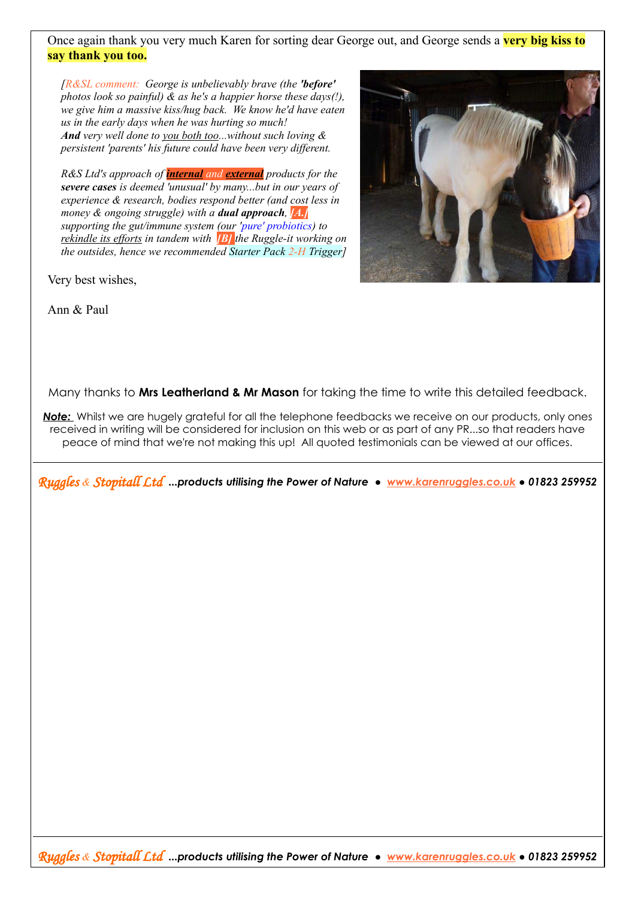Once again thank you very much Karen for sorting dear George out, and George sends a **very big kiss to say thank you too.**

*[R&SL comment: George is unbelievably brave (the **'before'** photos look so painful) & as he's a happier horse these days(!), we give him a massive kiss/hug back. We know he'd have eaten us in the early days when he was hurting so much!*
***And** very well done to you both too...without such loving & persistent 'parents' his future could have been very different.*

*R&S Ltd's approach of **internal** and **external** products for the **severe cases** is deemed 'unusual' by many...but in our years of experience & research, bodies respond better (and cost less in money & ongoing struggle) with a **dual approach**, [A.] supporting the gut/immune system (our 'pure' probiotics) to rekindle its efforts in tandem with [B] the Ruggle-it working on the outsides, hence we recommended Starter Pack 2-H Trigger]*

Very best wishes,

Ann & Paul

Many thanks to **Mrs Leatherland & Mr Mason** for taking the time to write this detailed feedback.

***Note:*** Whilst we are hugely grateful for all the telephone feedbacks we receive on our products, only ones received in writing will be considered for inclusion on this web or as part of any PR...so that readers have peace of mind that we're not making this up! All quoted testimonials can be viewed at our offices.

*Ruggles & Stopitall Ltd ...products utilising the Power of Nature • www.karenruggles.co.uk • 01823 259952*